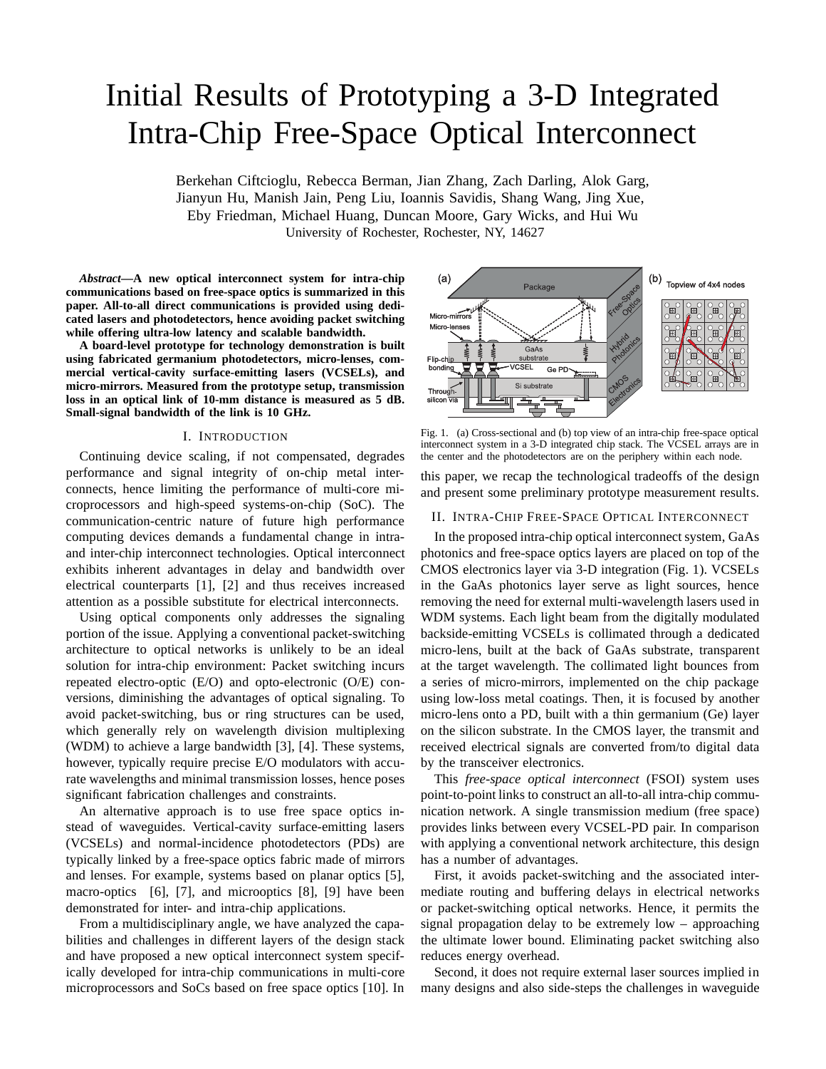# Initial Results of Prototyping a 3-D Integrated Intra-Chip Free-Space Optical Interconnect

Berkehan Ciftcioglu, Rebecca Berman, Jian Zhang, Zach Darling, Alok Garg, Jianyun Hu, Manish Jain, Peng Liu, Ioannis Savidis, Shang Wang, Jing Xue, Eby Friedman, Michael Huang, Duncan Moore, Gary Wicks, and Hui Wu

University of Rochester, Rochester, NY, 14627

***Abstract*—A new optical interconnect system for intra-chip communications based on free-space optics is summarized in this paper. All-to-all direct communications is provided using dedicated lasers and photodetectors, hence avoiding packet switching while offering ultra-low latency and scalable bandwidth.**

**A board-level prototype for technology demonstration is built using fabricated germanium photodetectors, micro-lenses, commercial vertical-cavity surface-emitting lasers (VCSELs), and micro-mirrors. Measured from the prototype setup, transmission loss in an optical link of 10-mm distance is measured as 5 dB. Small-signal bandwidth of the link is 10 GHz.**

## I. Introduction

Continuing device scaling, if not compensated, degrades performance and signal integrity of on-chip metal interconnects, hence limiting the performance of multi-core microprocessors and high-speed systems-on-chip (SoC). The communication-centric nature of future high performance computing devices demands a fundamental change in intra- and inter-chip interconnect technologies. Optical interconnect exhibits inherent advantages in delay and bandwidth over electrical counterparts [1], [2] and thus receives increased attention as a possible substitute for electrical interconnects.

Using optical components only addresses the signaling portion of the issue. Applying a conventional packet-switching architecture to optical networks is unlikely to be an ideal solution for intra-chip environment: Packet switching incurs repeated electro-optic (E/O) and opto-electronic (O/E) conversions, diminishing the advantages of optical signaling. To avoid packet-switching, bus or ring structures can be used, which generally rely on wavelength division multiplexing (WDM) to achieve a large bandwidth [3], [4]. These systems, however, typically require precise E/O modulators with accurate wavelengths and minimal transmission losses, hence poses significant fabrication challenges and constraints.

An alternative approach is to use free space optics instead of waveguides. Vertical-cavity surface-emitting lasers (VCSELs) and normal-incidence photodetectors (PDs) are typically linked by a free-space optics fabric made of mirrors and lenses. For example, systems based on planar optics [5], macro-optics [6], [7], and microoptics [8], [9] have been demonstrated for inter- and intra-chip applications.

From a multidisciplinary angle, we have analyzed the capabilities and challenges in different layers of the design stack and have proposed a new optical interconnect system specifically developed for intra-chip communications in multi-core microprocessors and SoCs based on free space optics [10]. In this paper, we recap the technological tradeoffs of the design and present some preliminary prototype measurement results.

Fig. 1. (a) Cross-sectional and (b) top view of an intra-chip free-space optical interconnect system in a 3-D integrated chip stack. The VCSEL arrays are in the center and the photodetectors are on the periphery within each node.

## II. Intra-Chip Free-Space Optical Interconnect

In the proposed intra-chip optical interconnect system, GaAs photonics and free-space optics layers are placed on top of the CMOS electronics layer via 3-D integration (Fig. 1). VCSELs in the GaAs photonics layer serve as light sources, hence removing the need for external multi-wavelength lasers used in WDM systems. Each light beam from the digitally modulated backside-emitting VCSELs is collimated through a dedicated micro-lens, built at the back of GaAs substrate, transparent at the target wavelength. The collimated light bounces from a series of micro-mirrors, implemented on the chip package using low-loss metal coatings. Then, it is focused by another micro-lens onto a PD, built with a thin germanium (Ge) layer on the silicon substrate. In the CMOS layer, the transmit and received electrical signals are converted from/to digital data by the transceiver electronics.

This *free-space optical interconnect* (FSOI) system uses point-to-point links to construct an all-to-all intra-chip communication network. A single transmission medium (free space) provides links between every VCSEL-PD pair. In comparison with applying a conventional network architecture, this design has a number of advantages.

First, it avoids packet-switching and the associated intermediate routing and buffering delays in electrical networks or packet-switching optical networks. Hence, it permits the signal propagation delay to be extremely low – approaching the ultimate lower bound. Eliminating packet switching also reduces energy overhead.

Second, it does not require external laser sources implied in many designs and also side-steps the challenges in waveguide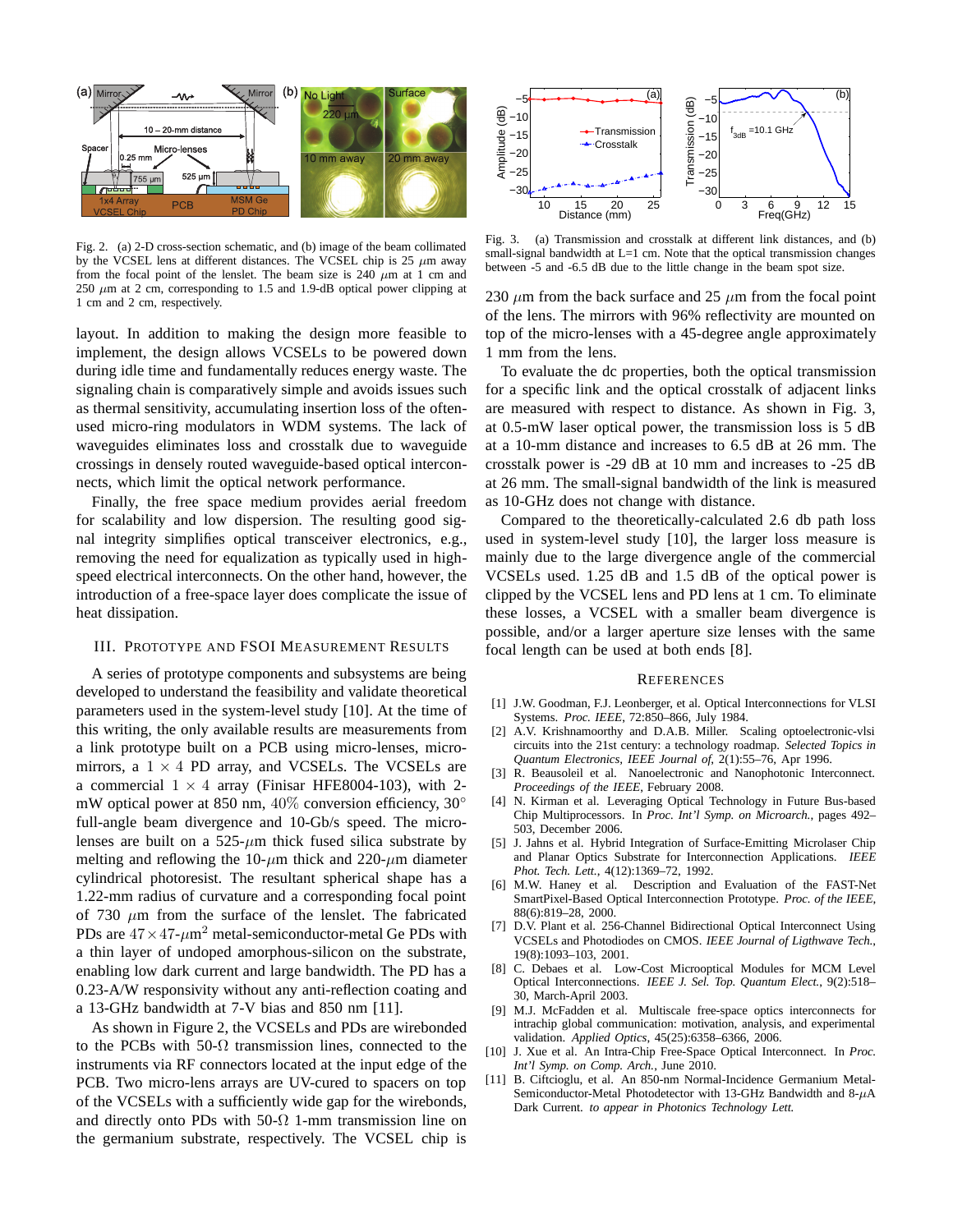(a) Mirror Mirror
10 – 20-mm distance
Spacer
0.25 mm
Micro-lenses
755 μm
525 μm
1x4 Array VCSEL Chip
PCB
MSM Ge PD Chip
(b) No Light
220 μm
Surface
10 mm away
20 mm away

Fig. 2. (a) 2-D cross-section schematic, and (b) image of the beam collimated by the VCSEL lens at different distances. The VCSEL chip is 25 $\mu$m away from the focal point of the lenslet. The beam size is 240 $\mu$m at 1 cm and 250 $\mu$m at 2 cm, corresponding to 1.5 and 1.9-dB optical power clipping at 1 cm and 2 cm, respectively.

layout. In addition to making the design more feasible to implement, the design allows VCSELs to be powered down during idle time and fundamentally reduces energy waste. The signaling chain is comparatively simple and avoids issues such as thermal sensitivity, accumulating insertion loss of the often-used micro-ring modulators in WDM systems. The lack of waveguides eliminates loss and crosstalk due to waveguide crossings in densely routed waveguide-based optical interconnects, which limit the optical network performance.

Finally, the free space medium provides aerial freedom for scalability and low dispersion. The resulting good signal integrity simplifies optical transceiver electronics, e.g., removing the need for equalization as typically used in high-speed electrical interconnects. On the other hand, however, the introduction of a free-space layer does complicate the issue of heat dissipation.

## III. Prototype and FSOI Measurement Results

A series of prototype components and subsystems are being developed to understand the feasibility and validate theoretical parameters used in the system-level study [10]. At the time of this writing, the only available results are measurements from a link prototype built on a PCB using micro-lenses, micro-mirrors, a $1 \times 4$ PD array, and VCSELs. The VCSELs are a commercial $1 \times 4$ array (Finisar HFE8004-103), with 2-mW optical power at 850 nm, $40\%$ conversion efficiency, $30^\circ$ full-angle beam divergence and 10-Gb/s speed. The micro-lenses are built on a 525-$\mu$m thick fused silica substrate by melting and reflowing the 10-$\mu$m thick and 220-$\mu$m diameter cylindrical photoresist. The resultant spherical shape has a 1.22-mm radius of curvature and a corresponding focal point of 730 $\mu$m from the surface of the lenslet. The fabricated PDs are $47 \times 47$-$\mu$m$^2$ metal-semiconductor-metal Ge PDs with a thin layer of undoped amorphous-silicon on the substrate, enabling low dark current and large bandwidth. The PD has a 0.23-A/W responsivity without any anti-reflection coating and a 13-GHz bandwidth at 7-V bias and 850 nm [11].

As shown in Figure 2, the VCSELs and PDs are wirebonded to the PCBs with 50-$\Omega$ transmission lines, connected to the instruments via RF connectors located at the input edge of the PCB. Two micro-lens arrays are UV-cured to spacers on top of the VCSELs with a sufficiently wide gap for the wirebonds, and directly onto PDs with 50-$\Omega$ 1-mm transmission line on the germanium substrate, respectively. The VCSEL chip is 230 $\mu$m from the back surface and 25 $\mu$m from the focal point of the lens. The mirrors with 96% reflectivity are mounted on top of the micro-lenses with a 45-degree angle approximately 1 mm from the lens.

(a)
Amplitude (dB)
−5
−10
−15
−20
−25
−30
Transmission
Crosstalk
10 15 20 25
Distance (mm)

(b)
Transmission (dB)
−5
−10
−15
−20
−25
−30
$f_{3dB}$ =10.1 GHz
0 3 6 9 12 15
Freq(GHz)

Fig. 3. (a) Transmission and crosstalk at different link distances, and (b) small-signal bandwidth at L=1 cm. Note that the optical transmission changes between -5 and -6.5 dB due to the little change in the beam spot size.

To evaluate the dc properties, both the optical transmission for a specific link and the optical crosstalk of adjacent links are measured with respect to distance. As shown in Fig. 3, at 0.5-mW laser optical power, the transmission loss is 5 dB at a 10-mm distance and increases to 6.5 dB at 26 mm. The crosstalk power is -29 dB at 10 mm and increases to -25 dB at 26 mm. The small-signal bandwidth of the link is measured as 10-GHz does not change with distance.

Compared to the theoretically-calculated 2.6 db path loss used in system-level study [10], the larger loss measure is mainly due to the large divergence angle of the commercial VCSELs used. 1.25 dB and 1.5 dB of the optical power is clipped by the VCSEL lens and PD lens at 1 cm. To eliminate these losses, a VCSEL with a smaller beam divergence is possible, and/or a larger aperture size lenses with the same focal length can be used at both ends [8].

## References

[1] J.W. Goodman, F.J. Leonberger, et al. Optical Interconnections for VLSI Systems. *Proc. IEEE*, 72:850–866, July 1984.

[2] A.V. Krishnamoorthy and D.A.B. Miller. Scaling optoelectronic-vlsi circuits into the 21st century: a technology roadmap. *Selected Topics in Quantum Electronics, IEEE Journal of*, 2(1):55–76, Apr 1996.

[3] R. Beausoleil et al. Nanoelectronic and Nanophotonic Interconnect. *Proceedings of the IEEE*, February 2008.

[4] N. Kirman et al. Leveraging Optical Technology in Future Bus-based Chip Multiprocessors. In *Proc. Int'l Symp. on Microarch.*, pages 492–503, December 2006.

[5] J. Jahns et al. Hybrid Integration of Surface-Emitting Microlaser Chip and Planar Optics Substrate for Interconnection Applications. *IEEE Phot. Tech. Lett.*, 4(12):1369–72, 1992.

[6] M.W. Haney et al. Description and Evaluation of the FAST-Net SmartPixel-Based Optical Interconnection Prototype. *Proc. of the IEEE*, 88(6):819–28, 2000.

[7] D.V. Plant et al. 256-Channel Bidirectional Optical Interconnect Using VCSELs and Photodiodes on CMOS. *IEEE Journal of Ligthwave Tech.*, 19(8):1093–103, 2001.

[8] C. Debaes et al. Low-Cost Microoptical Modules for MCM Level Optical Interconnections. *IEEE J. Sel. Top. Quantum Elect.*, 9(2):518–30, March-April 2003.

[9] M.J. McFadden et al. Multiscale free-space optics interconnects for intrachip global communication: motivation, analysis, and experimental validation. *Applied Optics*, 45(25):6358–6366, 2006.

[10] J. Xue et al. An Intra-Chip Free-Space Optical Interconnect. In *Proc. Int'l Symp. on Comp. Arch.*, June 2010.

[11] B. Ciftcioglu, et al. An 850-nm Normal-Incidence Germanium Metal-Semiconductor-Metal Photodetector with 13-GHz Bandwidth and 8-$\mu$A Dark Current. *to appear in Photonics Technology Lett.*